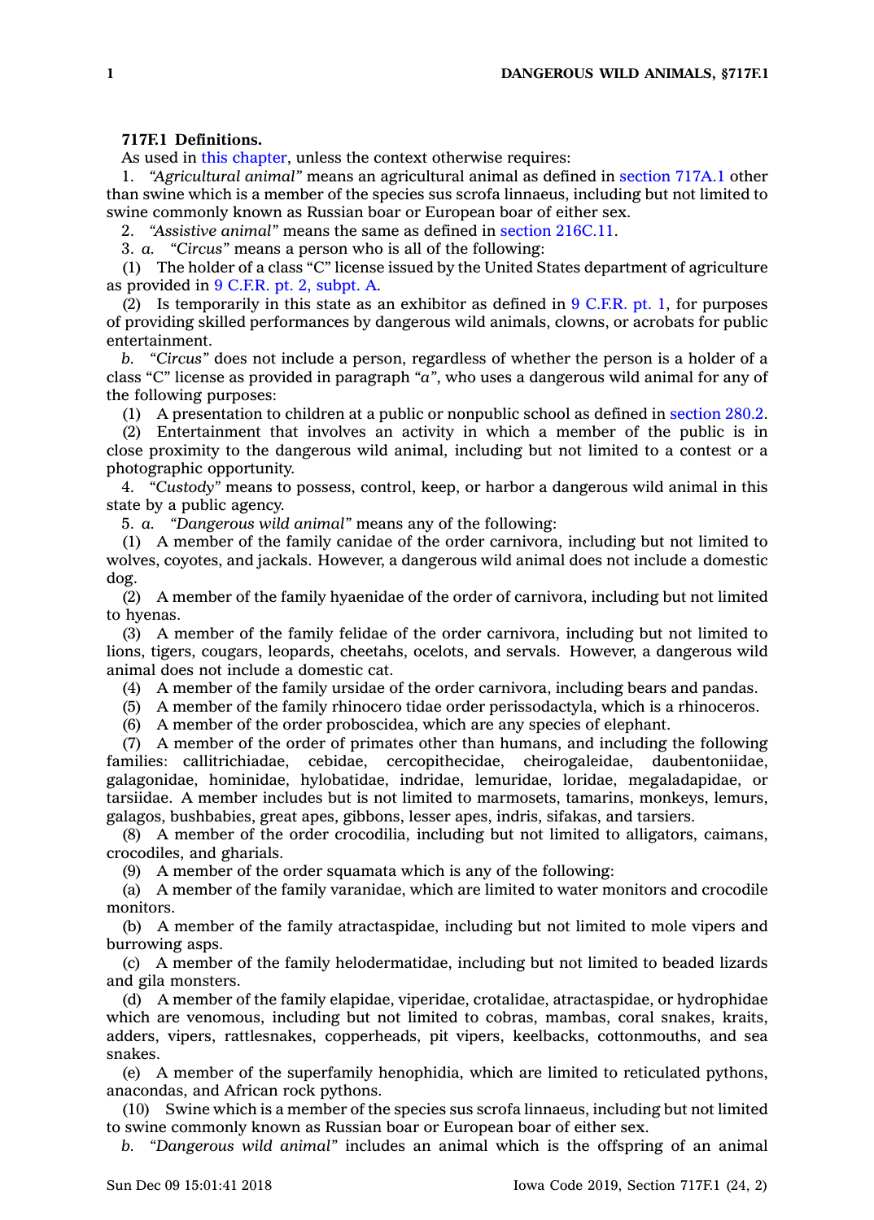**717F.1 Definitions.**

As used in this chapter, unless the context otherwise requires:

1. *"Agricultural animal"* means an agricultural animal as defined in section 717A.1 other than swine which is a member of the species sus scrofa linnaeus, including but not limited to swine commonly known as Russian boar or European boar of either sex.

2. *"Assistive animal"* means the same as defined in section 216C.11.

3. *a. "Circus"* means a person who is all of the following:

(1) The holder of a class "C" license issued by the United States department of agriculture as provided in 9 C.F.R. pt. 2, subpt. A.

(2) Is temporarily in this state as an exhibitor as defined in 9 C.F.R. pt. 1, for purposes of providing skilled performances by dangerous wild animals, clowns, or acrobats for public entertainment.

*b. "Circus"* does not include a person, regardless of whether the person is a holder of a class "C" license as provided in paragraph *"a"*, who uses a dangerous wild animal for any of the following purposes:

(1) A presentation to children at a public or nonpublic school as defined in section 280.2.

(2) Entertainment that involves an activity in which a member of the public is in close proximity to the dangerous wild animal, including but not limited to a contest or a photographic opportunity.

4. *"Custody"* means to possess, control, keep, or harbor a dangerous wild animal in this state by a public agency.

5. *a. "Dangerous wild animal"* means any of the following:

(1) A member of the family canidae of the order carnivora, including but not limited to wolves, coyotes, and jackals. However, a dangerous wild animal does not include a domestic dog.

(2) A member of the family hyaenidae of the order of carnivora, including but not limited to hyenas.

(3) A member of the family felidae of the order carnivora, including but not limited to lions, tigers, cougars, leopards, cheetahs, ocelots, and servals. However, a dangerous wild animal does not include a domestic cat.

(4) A member of the family ursidae of the order carnivora, including bears and pandas.

(5) A member of the family rhinocero tidae order perissodactyla, which is a rhinoceros.

(6) A member of the order proboscidea, which are any species of elephant.

(7) A member of the order of primates other than humans, and including the following families: callitrichiadae, cebidae, cercopithecidae, cheirogaleidae, daubentoniidae, galagonidae, hominidae, hylobatidae, indridae, lemuridae, loridae, megaladapidae, or tarsiidae. A member includes but is not limited to marmosets, tamarins, monkeys, lemurs, galagos, bushbabies, great apes, gibbons, lesser apes, indris, sifakas, and tarsiers.

(8) A member of the order crocodilia, including but not limited to alligators, caimans, crocodiles, and gharials.

(9) A member of the order squamata which is any of the following:

(a) A member of the family varanidae, which are limited to water monitors and crocodile monitors.

(b) A member of the family atractaspidae, including but not limited to mole vipers and burrowing asps.

(c) A member of the family helodermatidae, including but not limited to beaded lizards and gila monsters.

(d) A member of the family elapidae, viperidae, crotalidae, atractaspidae, or hydrophidae which are venomous, including but not limited to cobras, mambas, coral snakes, kraits, adders, vipers, rattlesnakes, copperheads, pit vipers, keelbacks, cottonmouths, and sea snakes.

(e) A member of the superfamily henophidia, which are limited to reticulated pythons, anacondas, and African rock pythons.

(10) Swine which is a member of the species sus scrofa linnaeus, including but not limited to swine commonly known as Russian boar or European boar of either sex.

*b. "Dangerous wild animal"* includes an animal which is the offspring of an animal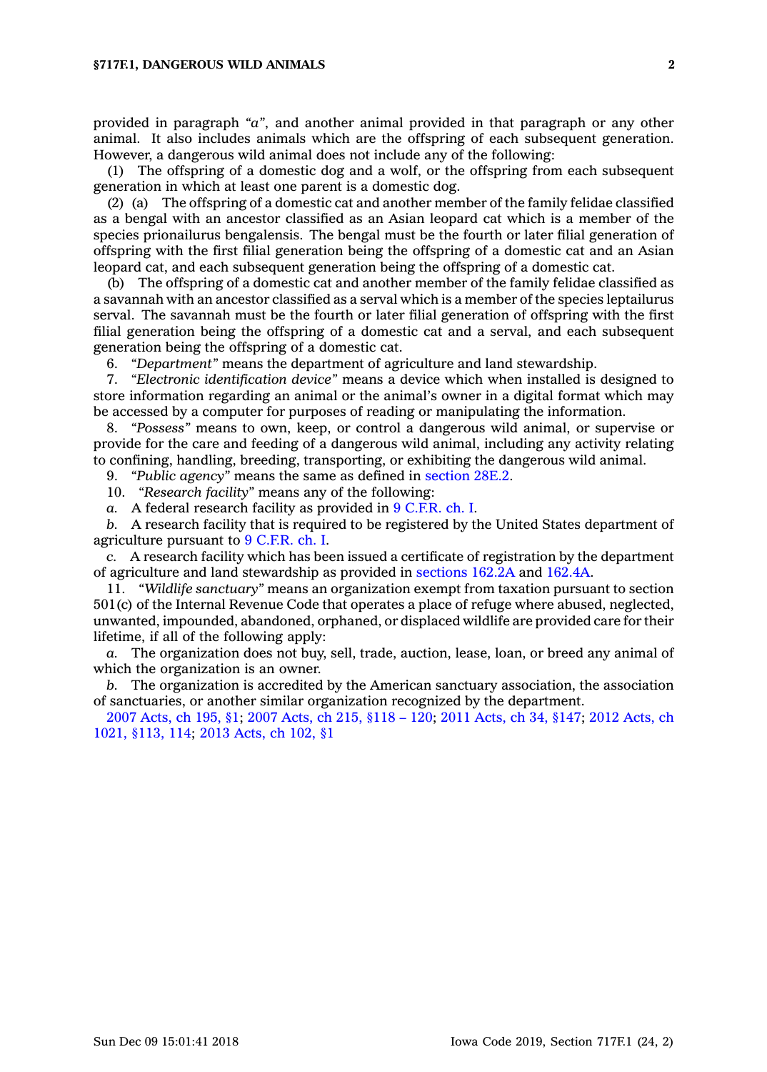provided in paragraph *"a"*, and another animal provided in that paragraph or any other animal. It also includes animals which are the offspring of each subsequent generation. However, a dangerous wild animal does not include any of the following:

(1) The offspring of a domestic dog and a wolf, or the offspring from each subsequent generation in which at least one parent is a domestic dog.

(2) (a) The offspring of a domestic cat and another member of the family felidae classified as a bengal with an ancestor classified as an Asian leopard cat which is a member of the species prionailurus bengalensis. The bengal must be the fourth or later filial generation of offspring with the first filial generation being the offspring of a domestic cat and an Asian leopard cat, and each subsequent generation being the offspring of a domestic cat.

(b) The offspring of a domestic cat and another member of the family felidae classified as a savannah with an ancestor classified as a serval which is a member of the species leptailurus serval. The savannah must be the fourth or later filial generation of offspring with the first filial generation being the offspring of a domestic cat and a serval, and each subsequent generation being the offspring of a domestic cat.

6. *"Department"* means the department of agriculture and land stewardship.

7. *"Electronic identification device"* means a device which when installed is designed to store information regarding an animal or the animal's owner in a digital format which may be accessed by a computer for purposes of reading or manipulating the information.

8. *"Possess"* means to own, keep, or control a dangerous wild animal, or supervise or provide for the care and feeding of a dangerous wild animal, including any activity relating to confining, handling, breeding, transporting, or exhibiting the dangerous wild animal.

9. *"Public agency"* means the same as defined in section 28E.2.

10. *"Research facility"* means any of the following:

*a.* A federal research facility as provided in 9 C.F.R. ch. I.

*b.* A research facility that is required to be registered by the United States department of agriculture pursuant to 9 C.F.R. ch. I.

*c.* A research facility which has been issued a certificate of registration by the department of agriculture and land stewardship as provided in sections 162.2A and 162.4A.

11. *"Wildlife sanctuary"* means an organization exempt from taxation pursuant to section 501(c) of the Internal Revenue Code that operates a place of refuge where abused, neglected, unwanted, impounded, abandoned, orphaned, or displaced wildlife are provided care for their lifetime, if all of the following apply:

*a.* The organization does not buy, sell, trade, auction, lease, loan, or breed any animal of which the organization is an owner.

*b.* The organization is accredited by the American sanctuary association, the association of sanctuaries, or another similar organization recognized by the department.

2007 Acts, ch 195, §1; 2007 Acts, ch 215, §118 – 120; 2011 Acts, ch 34, §147; 2012 Acts, ch 1021, §113, 114; 2013 Acts, ch 102, §1